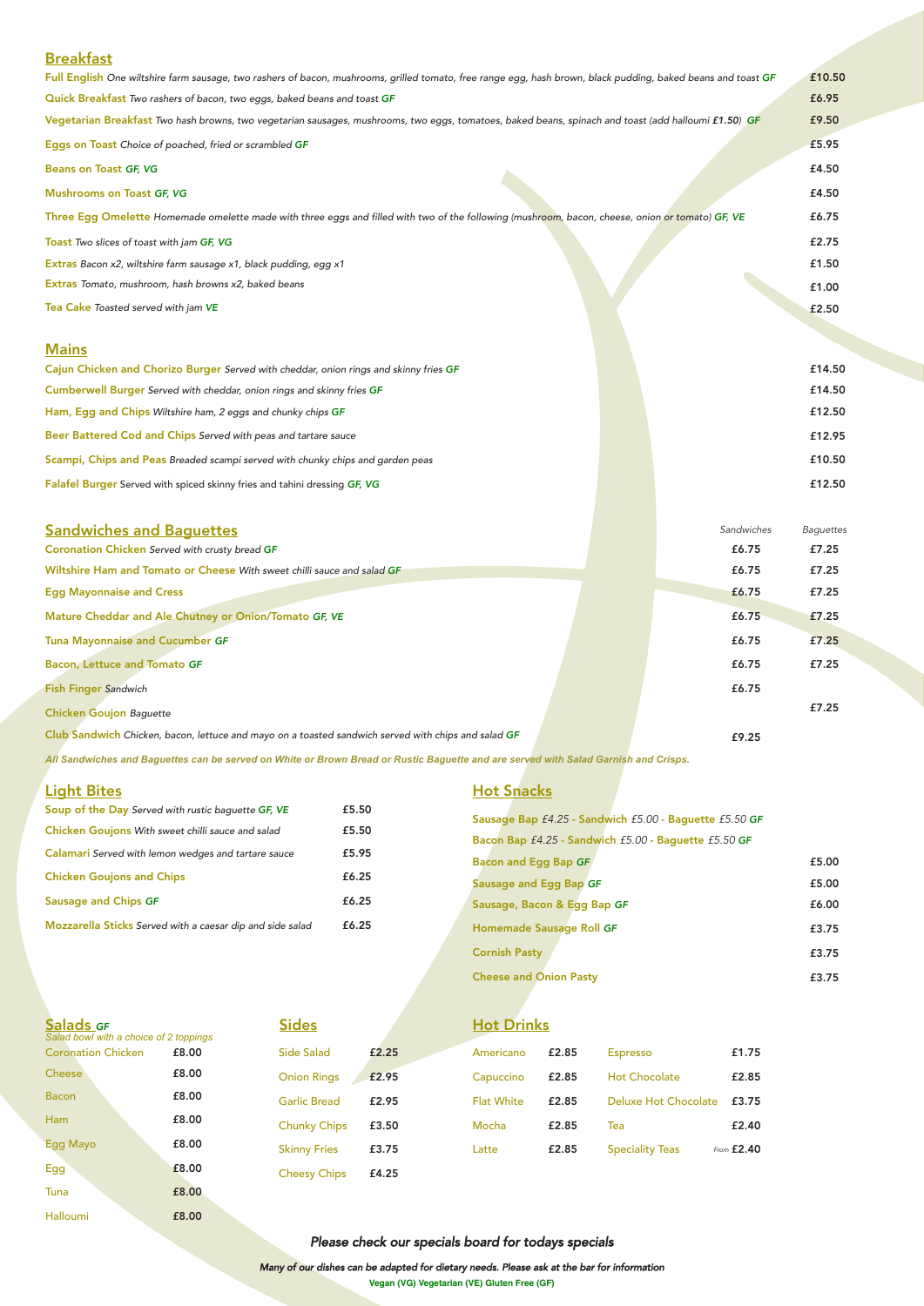## Breakfast

| Item | Price |
|---|---|
| **Full English** *One wiltshire farm sausage, two rashers of bacon, mushrooms, grilled tomato, free range egg, hash brown, black pudding, baked beans and toast* ***GF*** | £10.50 |
| **Quick Breakfast** *Two rashers of bacon, two eggs, baked beans and toast* ***GF*** | £6.95 |
| **Vegetarian Breakfast** *Two hash browns, two vegetarian sausages, mushrooms, two eggs, tomatoes, baked beans, spinach and toast (add halloumi £1.50)* ***GF*** | £9.50 |
| **Eggs on Toast** *Choice of poached, fried or scrambled* ***GF*** | £5.95 |
| **Beans on Toast** ***GF, VG*** | £4.50 |
| **Mushrooms on Toast** ***GF, VG*** | £4.50 |
| **Three Egg Omelette** *Homemade omelette made with three eggs and filled with two of the following (mushroom, bacon, cheese, onion or tomato)* ***GF, VE*** | £6.75 |
| **Toast** *Two slices of toast with jam* ***GF, VG*** | £2.75 |
| **Extras** *Bacon x2, wiltshire farm sausage x1, black pudding, egg x1* | £1.50 |
| **Extras** *Tomato, mushroom, hash browns x2, baked beans* | £1.00 |
| **Tea Cake** *Toasted served with jam* ***VE*** | £2.50 |

## Mains

| Item | Price |
|---|---|
| **Cajun Chicken and Chorizo Burger** *Served with cheddar, onion rings and skinny fries* ***GF*** | £14.50 |
| **Cumberwell Burger** *Served with cheddar, onion rings and skinny fries* ***GF*** | £14.50 |
| **Ham, Egg and Chips** *Wiltshire ham, 2 eggs and chunky chips* ***GF*** | £12.50 |
| **Beer Battered Cod and Chips** *Served with peas and tartare sauce* | £12.95 |
| **Scampi, Chips and Peas** *Breaded scampi served with chunky chips and garden peas* | £10.50 |
| **Falafel Burger** Served with spiced skinny fries and tahini dressing ***GF, VG*** | £12.50 |

## Sandwiches and Baguettes

| Item | *Sandwiches* | *Baguettes* |
|---|---|---|
| **Coronation Chicken** *Served with crusty bread* ***GF*** | £6.75 | £7.25 |
| **Wiltshire Ham and Tomato or Cheese** *With sweet chilli sauce and salad* ***GF*** | £6.75 | £7.25 |
| **Egg Mayonnaise and Cress** | £6.75 | £7.25 |
| **Mature Cheddar and Ale Chutney or Onion/Tomato** ***GF, VE*** | £6.75 | £7.25 |
| **Tuna Mayonnaise and Cucumber** ***GF*** | £6.75 | £7.25 |
| **Bacon, Lettuce and Tomato** ***GF*** | £6.75 | £7.25 |
| **Fish Finger** *Sandwich* | £6.75 | |
| **Chicken Goujon** *Baguette* | | £7.25 |
| **Club Sandwich** *Chicken, bacon, lettuce and mayo on a toasted sandwich served with chips and salad* ***GF*** | £9.25 | |

*All Sandwiches and Baguettes can be served on White or Brown Bread or Rustic Baguette and are served with Salad Garnish and Crisps.*

## Light Bites

| Item | Price |
|---|---|
| **Soup of the Day** *Served with rustic baguette* ***GF, VE*** | £5.50 |
| **Chicken Goujons** *With sweet chilli sauce and salad* | £5.50 |
| **Calamari** *Served with lemon wedges and tartare sauce* | £5.95 |
| **Chicken Goujons and Chips** | £6.25 |
| **Sausage and Chips** ***GF*** | £6.25 |
| **Mozzarella Sticks** *Served with a caesar dip and side salad* | £6.25 |

## Hot Snacks

**Sausage Bap** *£4.25* **- Sandwich** *£5.00* **- Baguette** *£5.50* ***GF***

**Bacon Bap** *£4.25* **- Sandwich** *£5.00* **- Baguette** *£5.50* ***GF***

| Item | Price |
|---|---|
| **Bacon and Egg Bap** ***GF*** | £5.00 |
| **Sausage and Egg Bap** ***GF*** | £5.00 |
| **Sausage, Bacon & Egg Bap** ***GF*** | £6.00 |
| **Homemade Sausage Roll** ***GF*** | £3.75 |
| **Cornish Pasty** | £3.75 |
| **Cheese and Onion Pasty** | £3.75 |

## Salads *GF*

*Salad bowl with a choice of 2 toppings*

| Item | Price |
|---|---|
| Coronation Chicken | £8.00 |
| Cheese | £8.00 |
| Bacon | £8.00 |
| Ham | £8.00 |
| Egg Mayo | £8.00 |
| Egg | £8.00 |
| Tuna | £8.00 |
| Halloumi | £8.00 |

## Sides

| Item | Price |
|---|---|
| Side Salad | £2.25 |
| Onion Rings | £2.95 |
| Garlic Bread | £2.95 |
| Chunky Chips | £3.50 |
| Skinny Fries | £3.75 |
| Cheesy Chips | £4.25 |

## Hot Drinks

| Item | Price | Item | Price |
|---|---|---|---|
| Americano | £2.85 | Espresso | £1.75 |
| Capuccino | £2.85 | Hot Chocolate | £2.85 |
| Flat White | £2.85 | Deluxe Hot Chocolate | £3.75 |
| Mocha | £2.85 | Tea | £2.40 |
| Latte | £2.85 | Speciality Teas | *From* £2.40 |

*Please check our specials board for todays specials*

*Many of our dishes can be adapted for dietary needs. Please ask at the bar for information*

**Vegan (VG) Vegetarian (VE) Gluten Free (GF)**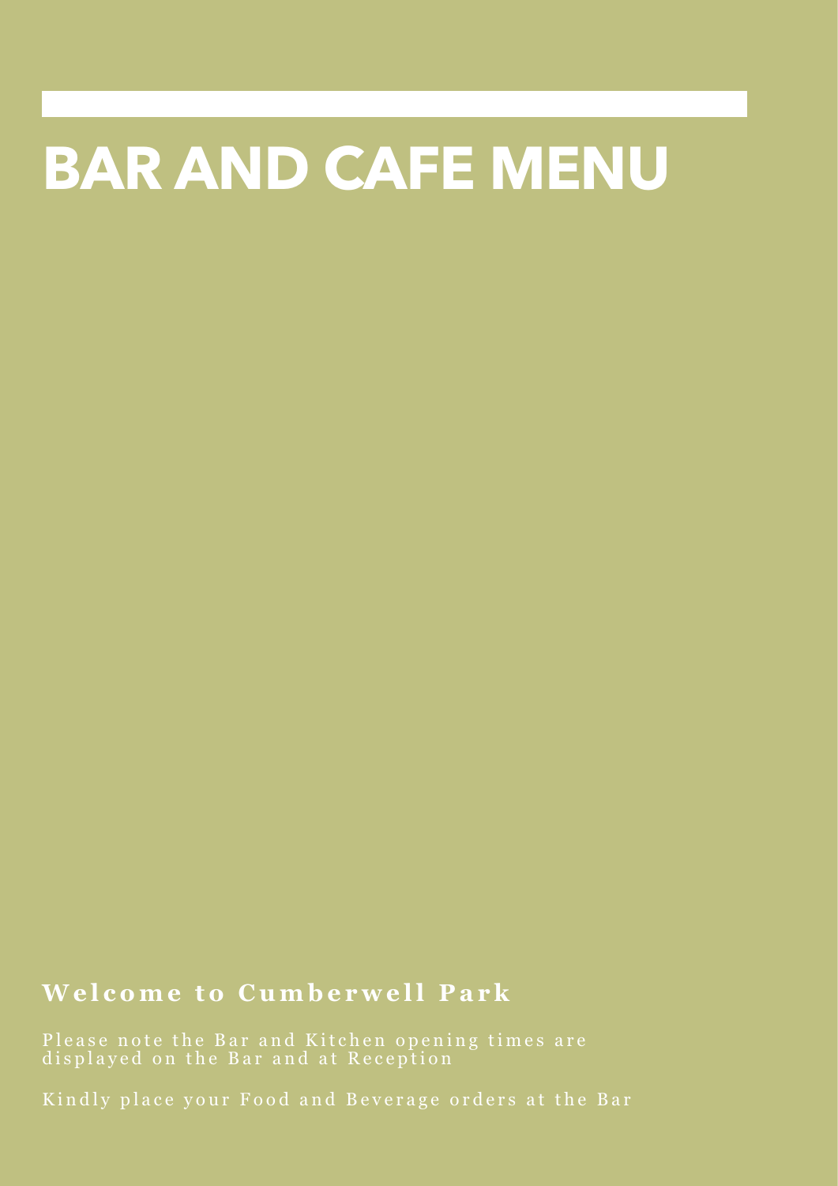# BAR AND CAFE MENU

**Welcome to Cumberwell Park**

Please note the Bar and Kitchen opening times are displayed on the Bar and at Reception

Kindly place your Food and Beverage orders at the Bar